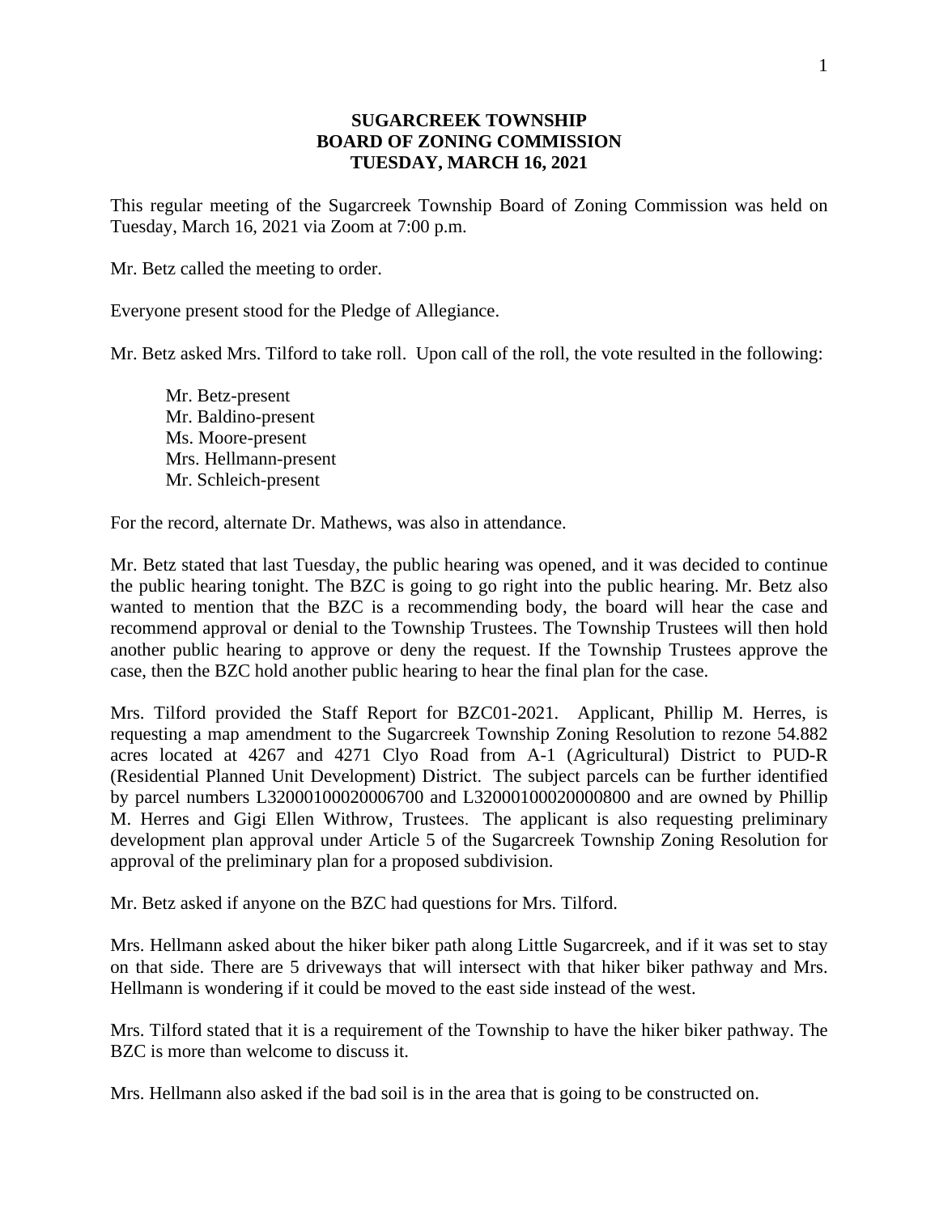**SUGARCREEK TOWNSHIP**
**BOARD OF ZONING COMMISSION**
**TUESDAY, MARCH 16, 2021**

This regular meeting of the Sugarcreek Township Board of Zoning Commission was held on Tuesday, March 16, 2021 via Zoom at 7:00 p.m.

Mr. Betz called the meeting to order.

Everyone present stood for the Pledge of Allegiance.

Mr. Betz asked Mrs. Tilford to take roll. Upon call of the roll, the vote resulted in the following:

Mr. Betz-present
Mr. Baldino-present
Ms. Moore-present
Mrs. Hellmann-present
Mr. Schleich-present

For the record, alternate Dr. Mathews, was also in attendance.

Mr. Betz stated that last Tuesday, the public hearing was opened, and it was decided to continue the public hearing tonight. The BZC is going to go right into the public hearing. Mr. Betz also wanted to mention that the BZC is a recommending body, the board will hear the case and recommend approval or denial to the Township Trustees. The Township Trustees will then hold another public hearing to approve or deny the request. If the Township Trustees approve the case, then the BZC hold another public hearing to hear the final plan for the case.

Mrs. Tilford provided the Staff Report for BZC01-2021. Applicant, Phillip M. Herres, is requesting a map amendment to the Sugarcreek Township Zoning Resolution to rezone 54.882 acres located at 4267 and 4271 Clyo Road from A-1 (Agricultural) District to PUD-R (Residential Planned Unit Development) District. The subject parcels can be further identified by parcel numbers L32000100020006700 and L32000100020000800 and are owned by Phillip M. Herres and Gigi Ellen Withrow, Trustees. The applicant is also requesting preliminary development plan approval under Article 5 of the Sugarcreek Township Zoning Resolution for approval of the preliminary plan for a proposed subdivision.

Mr. Betz asked if anyone on the BZC had questions for Mrs. Tilford.

Mrs. Hellmann asked about the hiker biker path along Little Sugarcreek, and if it was set to stay on that side. There are 5 driveways that will intersect with that hiker biker pathway and Mrs. Hellmann is wondering if it could be moved to the east side instead of the west.

Mrs. Tilford stated that it is a requirement of the Township to have the hiker biker pathway. The BZC is more than welcome to discuss it.

Mrs. Hellmann also asked if the bad soil is in the area that is going to be constructed on.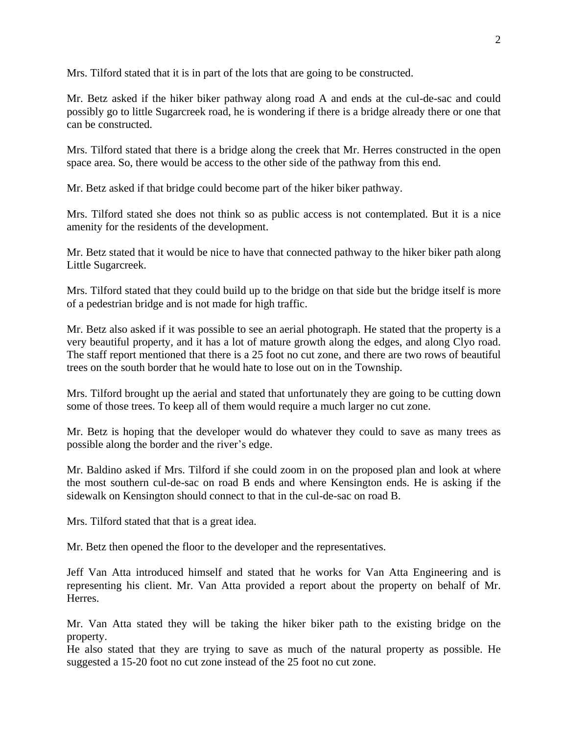Mrs. Tilford stated that it is in part of the lots that are going to be constructed.

Mr. Betz asked if the hiker biker pathway along road A and ends at the cul-de-sac and could possibly go to little Sugarcreek road, he is wondering if there is a bridge already there or one that can be constructed.

Mrs. Tilford stated that there is a bridge along the creek that Mr. Herres constructed in the open space area. So, there would be access to the other side of the pathway from this end.

Mr. Betz asked if that bridge could become part of the hiker biker pathway.

Mrs. Tilford stated she does not think so as public access is not contemplated. But it is a nice amenity for the residents of the development.

Mr. Betz stated that it would be nice to have that connected pathway to the hiker biker path along Little Sugarcreek.

Mrs. Tilford stated that they could build up to the bridge on that side but the bridge itself is more of a pedestrian bridge and is not made for high traffic.

Mr. Betz also asked if it was possible to see an aerial photograph. He stated that the property is a very beautiful property, and it has a lot of mature growth along the edges, and along Clyo road. The staff report mentioned that there is a 25 foot no cut zone, and there are two rows of beautiful trees on the south border that he would hate to lose out on in the Township.

Mrs. Tilford brought up the aerial and stated that unfortunately they are going to be cutting down some of those trees. To keep all of them would require a much larger no cut zone.

Mr. Betz is hoping that the developer would do whatever they could to save as many trees as possible along the border and the river's edge.

Mr. Baldino asked if Mrs. Tilford if she could zoom in on the proposed plan and look at where the most southern cul-de-sac on road B ends and where Kensington ends. He is asking if the sidewalk on Kensington should connect to that in the cul-de-sac on road B.

Mrs. Tilford stated that that is a great idea.

Mr. Betz then opened the floor to the developer and the representatives.

Jeff Van Atta introduced himself and stated that he works for Van Atta Engineering and is representing his client. Mr. Van Atta provided a report about the property on behalf of Mr. Herres.

Mr. Van Atta stated they will be taking the hiker biker path to the existing bridge on the property.
He also stated that they are trying to save as much of the natural property as possible. He suggested a 15-20 foot no cut zone instead of the 25 foot no cut zone.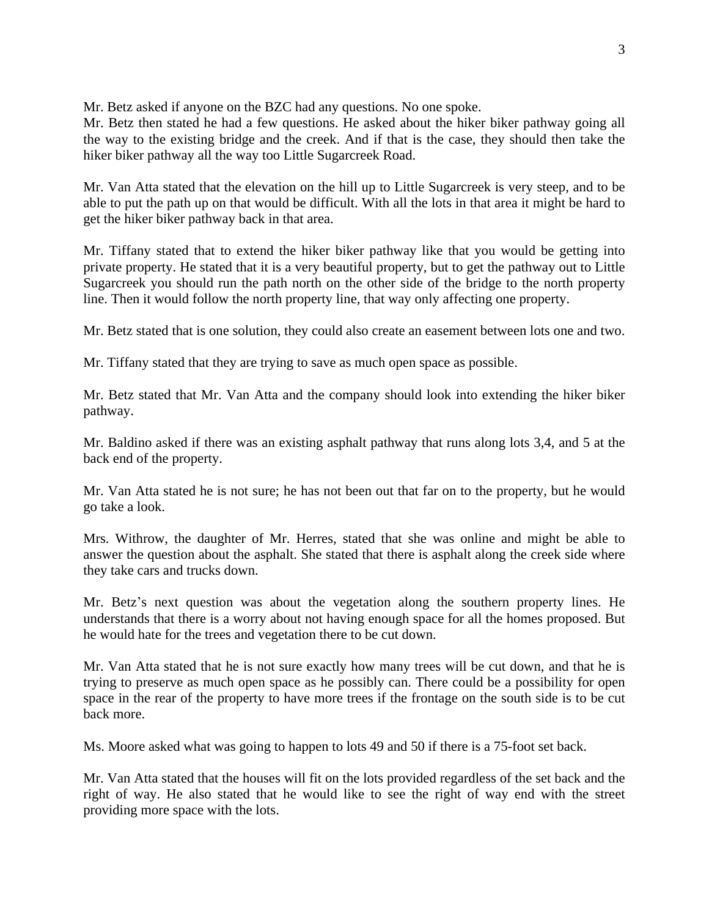Mr. Betz asked if anyone on the BZC had any questions. No one spoke.
Mr. Betz then stated he had a few questions. He asked about the hiker biker pathway going all the way to the existing bridge and the creek. And if that is the case, they should then take the hiker biker pathway all the way too Little Sugarcreek Road.

Mr. Van Atta stated that the elevation on the hill up to Little Sugarcreek is very steep, and to be able to put the path up on that would be difficult. With all the lots in that area it might be hard to get the hiker biker pathway back in that area.

Mr. Tiffany stated that to extend the hiker biker pathway like that you would be getting into private property. He stated that it is a very beautiful property, but to get the pathway out to Little Sugarcreek you should run the path north on the other side of the bridge to the north property line. Then it would follow the north property line, that way only affecting one property.

Mr. Betz stated that is one solution, they could also create an easement between lots one and two.

Mr. Tiffany stated that they are trying to save as much open space as possible.

Mr. Betz stated that Mr. Van Atta and the company should look into extending the hiker biker pathway.

Mr. Baldino asked if there was an existing asphalt pathway that runs along lots 3,4, and 5 at the back end of the property.

Mr. Van Atta stated he is not sure; he has not been out that far on to the property, but he would go take a look.

Mrs. Withrow, the daughter of Mr. Herres, stated that she was online and might be able to answer the question about the asphalt. She stated that there is asphalt along the creek side where they take cars and trucks down.

Mr. Betz's next question was about the vegetation along the southern property lines. He understands that there is a worry about not having enough space for all the homes proposed. But he would hate for the trees and vegetation there to be cut down.

Mr. Van Atta stated that he is not sure exactly how many trees will be cut down, and that he is trying to preserve as much open space as he possibly can. There could be a possibility for open space in the rear of the property to have more trees if the frontage on the south side is to be cut back more.

Ms. Moore asked what was going to happen to lots 49 and 50 if there is a 75-foot set back.

Mr. Van Atta stated that the houses will fit on the lots provided regardless of the set back and the right of way. He also stated that he would like to see the right of way end with the street providing more space with the lots.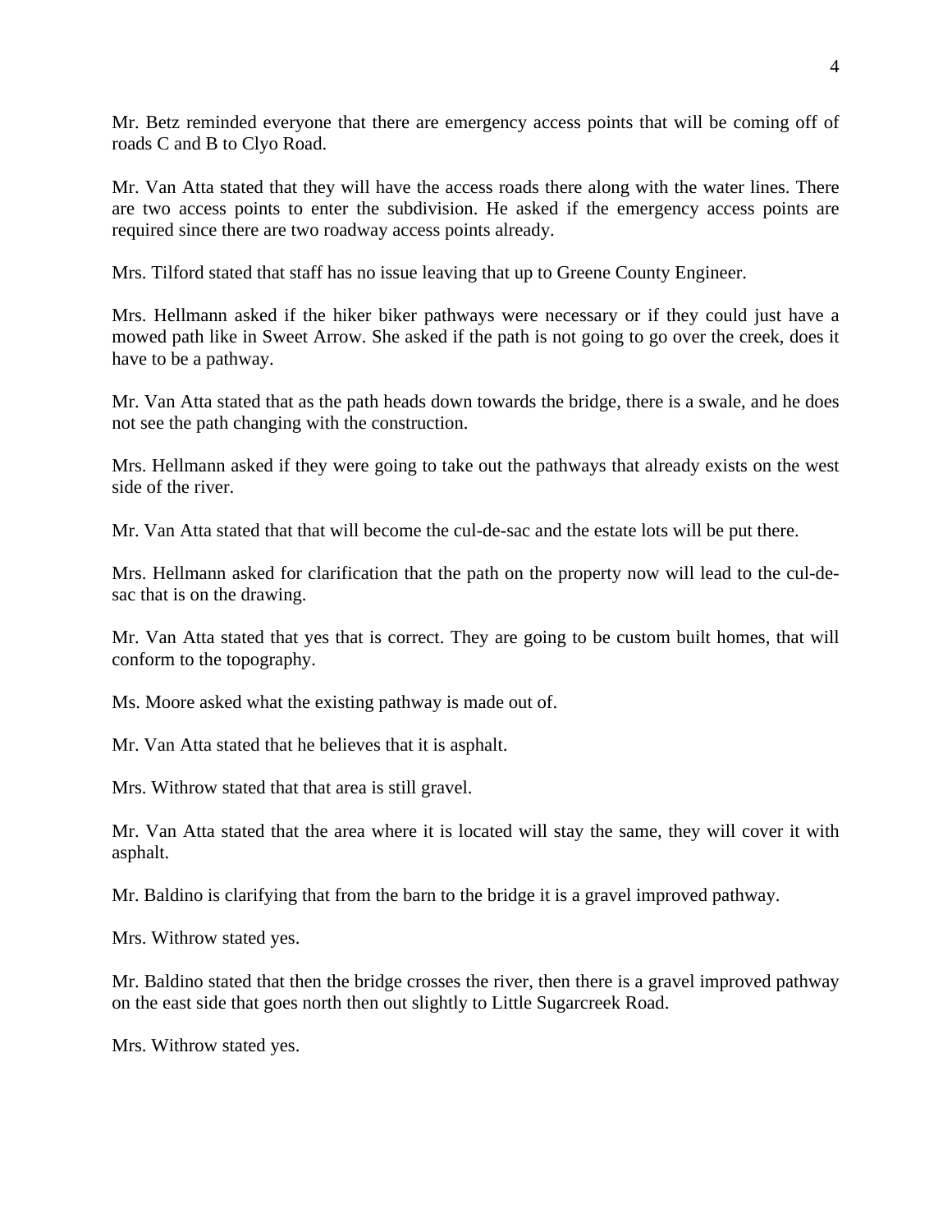Mr. Betz reminded everyone that there are emergency access points that will be coming off of roads C and B to Clyo Road.

Mr. Van Atta stated that they will have the access roads there along with the water lines. There are two access points to enter the subdivision. He asked if the emergency access points are required since there are two roadway access points already.

Mrs. Tilford stated that staff has no issue leaving that up to Greene County Engineer.

Mrs. Hellmann asked if the hiker biker pathways were necessary or if they could just have a mowed path like in Sweet Arrow. She asked if the path is not going to go over the creek, does it have to be a pathway.

Mr. Van Atta stated that as the path heads down towards the bridge, there is a swale, and he does not see the path changing with the construction.

Mrs. Hellmann asked if they were going to take out the pathways that already exists on the west side of the river.

Mr. Van Atta stated that that will become the cul-de-sac and the estate lots will be put there.

Mrs. Hellmann asked for clarification that the path on the property now will lead to the cul-de-sac that is on the drawing.

Mr. Van Atta stated that yes that is correct. They are going to be custom built homes, that will conform to the topography.

Ms. Moore asked what the existing pathway is made out of.

Mr. Van Atta stated that he believes that it is asphalt.

Mrs. Withrow stated that that area is still gravel.

Mr. Van Atta stated that the area where it is located will stay the same, they will cover it with asphalt.

Mr. Baldino is clarifying that from the barn to the bridge it is a gravel improved pathway.

Mrs. Withrow stated yes.

Mr. Baldino stated that then the bridge crosses the river, then there is a gravel improved pathway on the east side that goes north then out slightly to Little Sugarcreek Road.

Mrs. Withrow stated yes.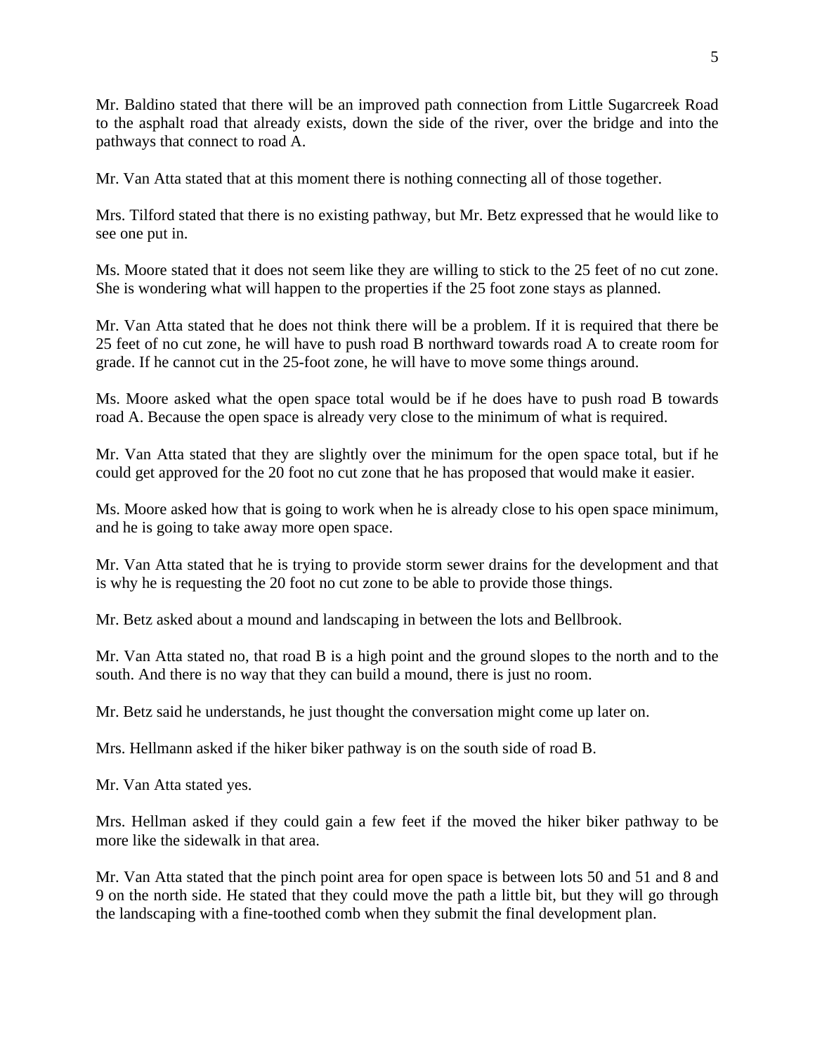Mr. Baldino stated that there will be an improved path connection from Little Sugarcreek Road to the asphalt road that already exists, down the side of the river, over the bridge and into the pathways that connect to road A.

Mr. Van Atta stated that at this moment there is nothing connecting all of those together.

Mrs. Tilford stated that there is no existing pathway, but Mr. Betz expressed that he would like to see one put in.

Ms. Moore stated that it does not seem like they are willing to stick to the 25 feet of no cut zone. She is wondering what will happen to the properties if the 25 foot zone stays as planned.

Mr. Van Atta stated that he does not think there will be a problem. If it is required that there be 25 feet of no cut zone, he will have to push road B northward towards road A to create room for grade. If he cannot cut in the 25-foot zone, he will have to move some things around.

Ms. Moore asked what the open space total would be if he does have to push road B towards road A. Because the open space is already very close to the minimum of what is required.

Mr. Van Atta stated that they are slightly over the minimum for the open space total, but if he could get approved for the 20 foot no cut zone that he has proposed that would make it easier.

Ms. Moore asked how that is going to work when he is already close to his open space minimum, and he is going to take away more open space.

Mr. Van Atta stated that he is trying to provide storm sewer drains for the development and that is why he is requesting the 20 foot no cut zone to be able to provide those things.

Mr. Betz asked about a mound and landscaping in between the lots and Bellbrook.

Mr. Van Atta stated no, that road B is a high point and the ground slopes to the north and to the south. And there is no way that they can build a mound, there is just no room.

Mr. Betz said he understands, he just thought the conversation might come up later on.

Mrs. Hellmann asked if the hiker biker pathway is on the south side of road B.

Mr. Van Atta stated yes.

Mrs. Hellman asked if they could gain a few feet if the moved the hiker biker pathway to be more like the sidewalk in that area.

Mr. Van Atta stated that the pinch point area for open space is between lots 50 and 51 and 8 and 9 on the north side. He stated that they could move the path a little bit, but they will go through the landscaping with a fine-toothed comb when they submit the final development plan.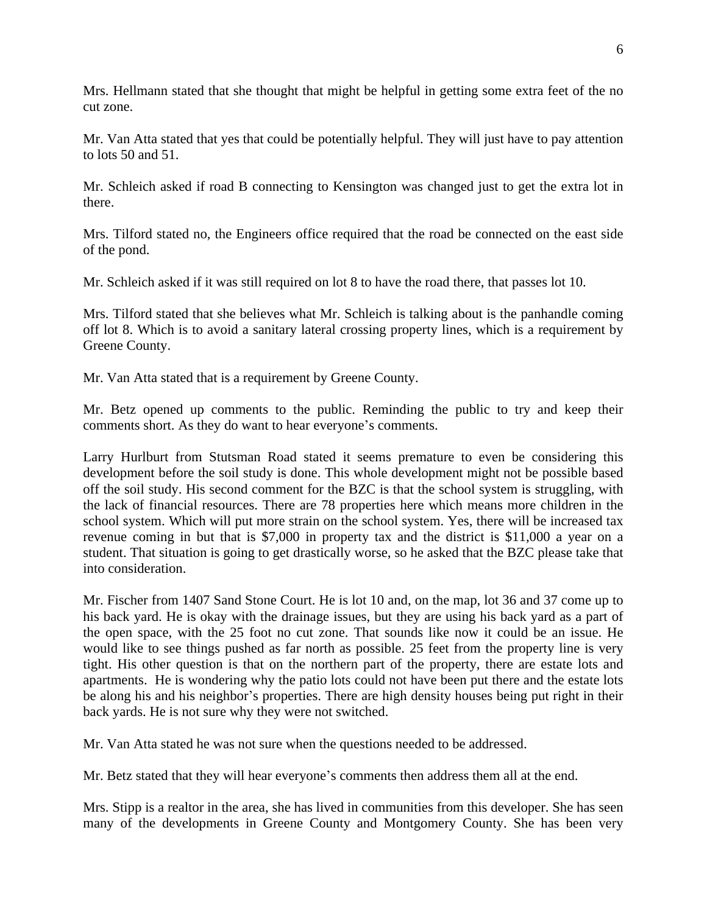Mrs. Hellmann stated that she thought that might be helpful in getting some extra feet of the no cut zone.

Mr. Van Atta stated that yes that could be potentially helpful. They will just have to pay attention to lots 50 and 51.

Mr. Schleich asked if road B connecting to Kensington was changed just to get the extra lot in there.

Mrs. Tilford stated no, the Engineers office required that the road be connected on the east side of the pond.

Mr. Schleich asked if it was still required on lot 8 to have the road there, that passes lot 10.

Mrs. Tilford stated that she believes what Mr. Schleich is talking about is the panhandle coming off lot 8. Which is to avoid a sanitary lateral crossing property lines, which is a requirement by Greene County.

Mr. Van Atta stated that is a requirement by Greene County.

Mr. Betz opened up comments to the public. Reminding the public to try and keep their comments short. As they do want to hear everyone's comments.

Larry Hurlburt from Stutsman Road stated it seems premature to even be considering this development before the soil study is done. This whole development might not be possible based off the soil study. His second comment for the BZC is that the school system is struggling, with the lack of financial resources. There are 78 properties here which means more children in the school system. Which will put more strain on the school system. Yes, there will be increased tax revenue coming in but that is $7,000 in property tax and the district is $11,000 a year on a student. That situation is going to get drastically worse, so he asked that the BZC please take that into consideration.

Mr. Fischer from 1407 Sand Stone Court. He is lot 10 and, on the map, lot 36 and 37 come up to his back yard. He is okay with the drainage issues, but they are using his back yard as a part of the open space, with the 25 foot no cut zone. That sounds like now it could be an issue. He would like to see things pushed as far north as possible. 25 feet from the property line is very tight. His other question is that on the northern part of the property, there are estate lots and apartments. He is wondering why the patio lots could not have been put there and the estate lots be along his and his neighbor's properties. There are high density houses being put right in their back yards. He is not sure why they were not switched.

Mr. Van Atta stated he was not sure when the questions needed to be addressed.

Mr. Betz stated that they will hear everyone's comments then address them all at the end.

Mrs. Stipp is a realtor in the area, she has lived in communities from this developer. She has seen many of the developments in Greene County and Montgomery County. She has been very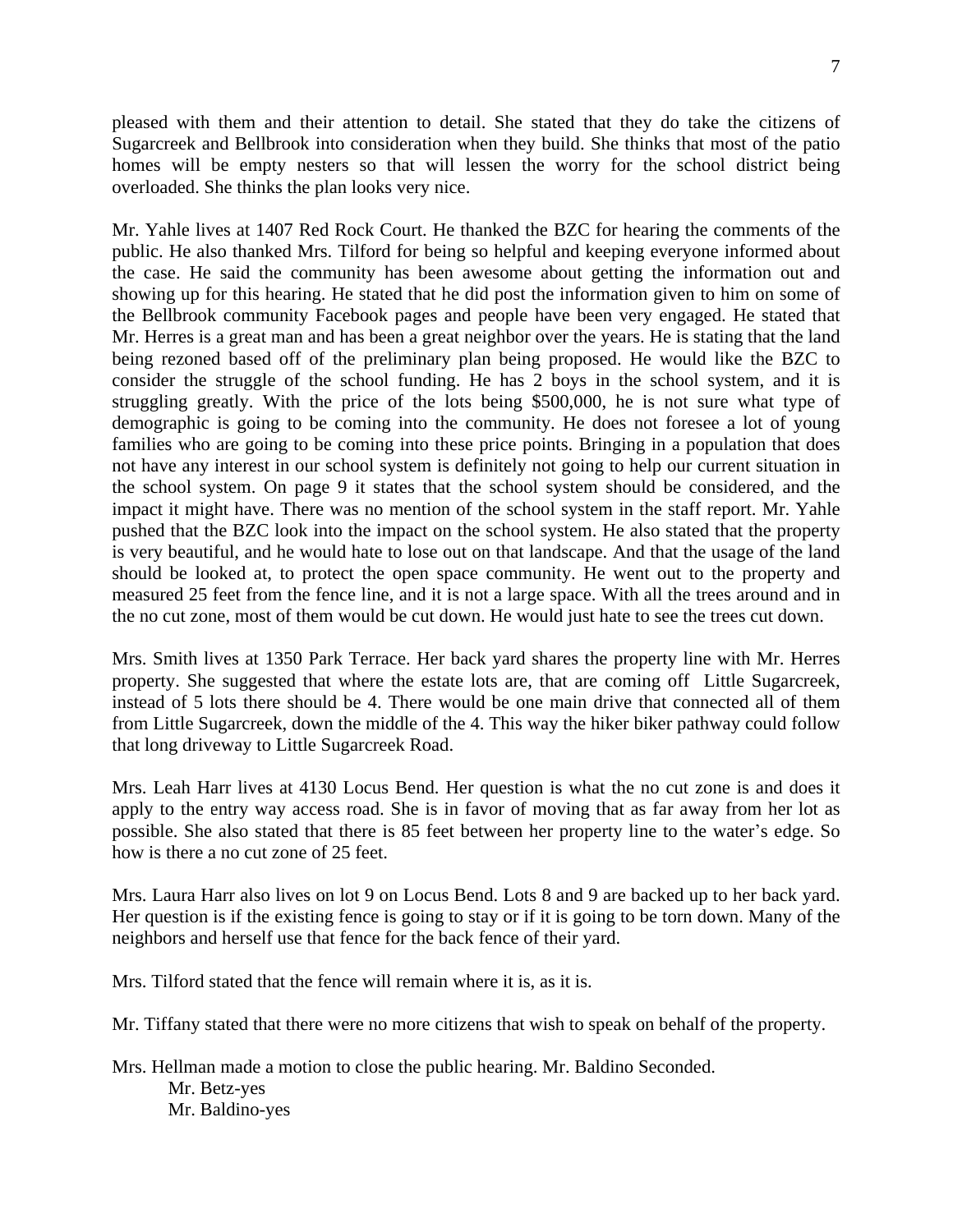pleased with them and their attention to detail. She stated that they do take the citizens of Sugarcreek and Bellbrook into consideration when they build. She thinks that most of the patio homes will be empty nesters so that will lessen the worry for the school district being overloaded. She thinks the plan looks very nice.

Mr. Yahle lives at 1407 Red Rock Court. He thanked the BZC for hearing the comments of the public. He also thanked Mrs. Tilford for being so helpful and keeping everyone informed about the case. He said the community has been awesome about getting the information out and showing up for this hearing. He stated that he did post the information given to him on some of the Bellbrook community Facebook pages and people have been very engaged. He stated that Mr. Herres is a great man and has been a great neighbor over the years. He is stating that the land being rezoned based off of the preliminary plan being proposed. He would like the BZC to consider the struggle of the school funding. He has 2 boys in the school system, and it is struggling greatly. With the price of the lots being $500,000, he is not sure what type of demographic is going to be coming into the community. He does not foresee a lot of young families who are going to be coming into these price points. Bringing in a population that does not have any interest in our school system is definitely not going to help our current situation in the school system. On page 9 it states that the school system should be considered, and the impact it might have. There was no mention of the school system in the staff report. Mr. Yahle pushed that the BZC look into the impact on the school system. He also stated that the property is very beautiful, and he would hate to lose out on that landscape. And that the usage of the land should be looked at, to protect the open space community. He went out to the property and measured 25 feet from the fence line, and it is not a large space. With all the trees around and in the no cut zone, most of them would be cut down. He would just hate to see the trees cut down.

Mrs. Smith lives at 1350 Park Terrace. Her back yard shares the property line with Mr. Herres property. She suggested that where the estate lots are, that are coming off Little Sugarcreek, instead of 5 lots there should be 4. There would be one main drive that connected all of them from Little Sugarcreek, down the middle of the 4. This way the hiker biker pathway could follow that long driveway to Little Sugarcreek Road.

Mrs. Leah Harr lives at 4130 Locus Bend. Her question is what the no cut zone is and does it apply to the entry way access road. She is in favor of moving that as far away from her lot as possible. She also stated that there is 85 feet between her property line to the water's edge. So how is there a no cut zone of 25 feet.

Mrs. Laura Harr also lives on lot 9 on Locus Bend. Lots 8 and 9 are backed up to her back yard. Her question is if the existing fence is going to stay or if it is going to be torn down. Many of the neighbors and herself use that fence for the back fence of their yard.

Mrs. Tilford stated that the fence will remain where it is, as it is.

Mr. Tiffany stated that there were no more citizens that wish to speak on behalf of the property.

Mrs. Hellman made a motion to close the public hearing. Mr. Baldino Seconded.

Mr. Betz-yes
Mr. Baldino-yes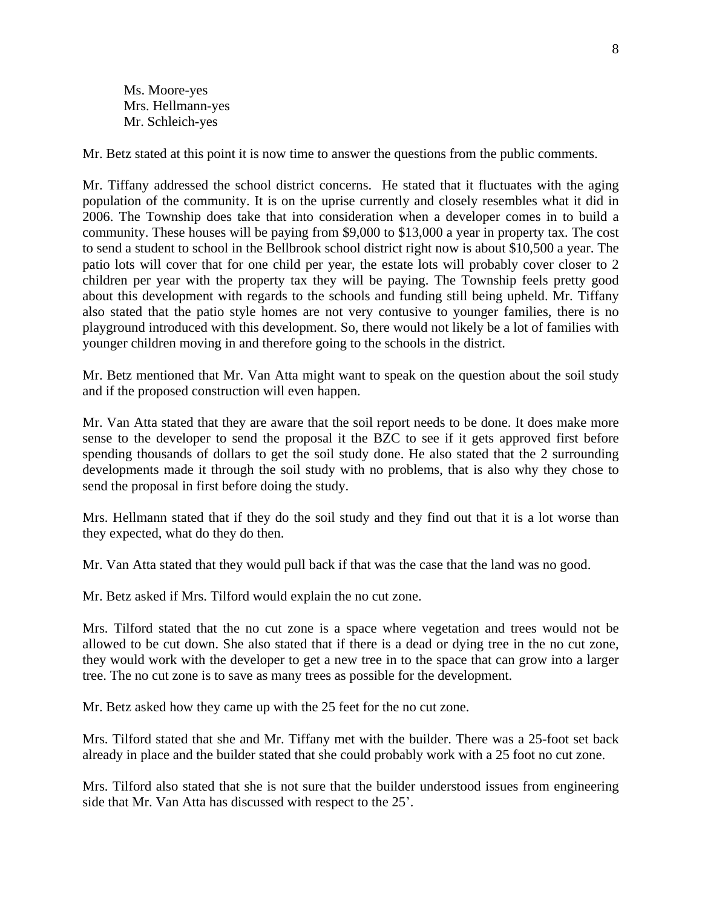Ms. Moore-yes
Mrs. Hellmann-yes
Mr. Schleich-yes

Mr. Betz stated at this point it is now time to answer the questions from the public comments.

Mr. Tiffany addressed the school district concerns. He stated that it fluctuates with the aging population of the community. It is on the uprise currently and closely resembles what it did in 2006. The Township does take that into consideration when a developer comes in to build a community. These houses will be paying from $9,000 to $13,000 a year in property tax. The cost to send a student to school in the Bellbrook school district right now is about $10,500 a year. The patio lots will cover that for one child per year, the estate lots will probably cover closer to 2 children per year with the property tax they will be paying. The Township feels pretty good about this development with regards to the schools and funding still being upheld. Mr. Tiffany also stated that the patio style homes are not very contusive to younger families, there is no playground introduced with this development. So, there would not likely be a lot of families with younger children moving in and therefore going to the schools in the district.

Mr. Betz mentioned that Mr. Van Atta might want to speak on the question about the soil study and if the proposed construction will even happen.

Mr. Van Atta stated that they are aware that the soil report needs to be done. It does make more sense to the developer to send the proposal it the BZC to see if it gets approved first before spending thousands of dollars to get the soil study done. He also stated that the 2 surrounding developments made it through the soil study with no problems, that is also why they chose to send the proposal in first before doing the study.

Mrs. Hellmann stated that if they do the soil study and they find out that it is a lot worse than they expected, what do they do then.

Mr. Van Atta stated that they would pull back if that was the case that the land was no good.

Mr. Betz asked if Mrs. Tilford would explain the no cut zone.

Mrs. Tilford stated that the no cut zone is a space where vegetation and trees would not be allowed to be cut down. She also stated that if there is a dead or dying tree in the no cut zone, they would work with the developer to get a new tree in to the space that can grow into a larger tree. The no cut zone is to save as many trees as possible for the development.

Mr. Betz asked how they came up with the 25 feet for the no cut zone.

Mrs. Tilford stated that she and Mr. Tiffany met with the builder. There was a 25-foot set back already in place and the builder stated that she could probably work with a 25 foot no cut zone.

Mrs. Tilford also stated that she is not sure that the builder understood issues from engineering side that Mr. Van Atta has discussed with respect to the 25’.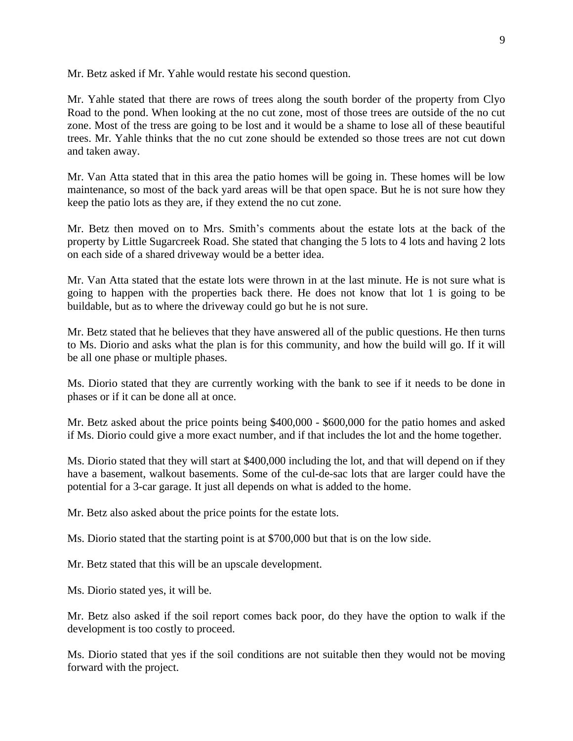Mr. Betz asked if Mr. Yahle would restate his second question.

Mr. Yahle stated that there are rows of trees along the south border of the property from Clyo Road to the pond. When looking at the no cut zone, most of those trees are outside of the no cut zone. Most of the tress are going to be lost and it would be a shame to lose all of these beautiful trees. Mr. Yahle thinks that the no cut zone should be extended so those trees are not cut down and taken away.

Mr. Van Atta stated that in this area the patio homes will be going in. These homes will be low maintenance, so most of the back yard areas will be that open space. But he is not sure how they keep the patio lots as they are, if they extend the no cut zone.

Mr. Betz then moved on to Mrs. Smith's comments about the estate lots at the back of the property by Little Sugarcreek Road. She stated that changing the 5 lots to 4 lots and having 2 lots on each side of a shared driveway would be a better idea.

Mr. Van Atta stated that the estate lots were thrown in at the last minute. He is not sure what is going to happen with the properties back there. He does not know that lot 1 is going to be buildable, but as to where the driveway could go but he is not sure.

Mr. Betz stated that he believes that they have answered all of the public questions. He then turns to Ms. Diorio and asks what the plan is for this community, and how the build will go. If it will be all one phase or multiple phases.

Ms. Diorio stated that they are currently working with the bank to see if it needs to be done in phases or if it can be done all at once.

Mr. Betz asked about the price points being $400,000 - $600,000 for the patio homes and asked if Ms. Diorio could give a more exact number, and if that includes the lot and the home together.

Ms. Diorio stated that they will start at $400,000 including the lot, and that will depend on if they have a basement, walkout basements. Some of the cul-de-sac lots that are larger could have the potential for a 3-car garage. It just all depends on what is added to the home.

Mr. Betz also asked about the price points for the estate lots.

Ms. Diorio stated that the starting point is at $700,000 but that is on the low side.

Mr. Betz stated that this will be an upscale development.

Ms. Diorio stated yes, it will be.

Mr. Betz also asked if the soil report comes back poor, do they have the option to walk if the development is too costly to proceed.

Ms. Diorio stated that yes if the soil conditions are not suitable then they would not be moving forward with the project.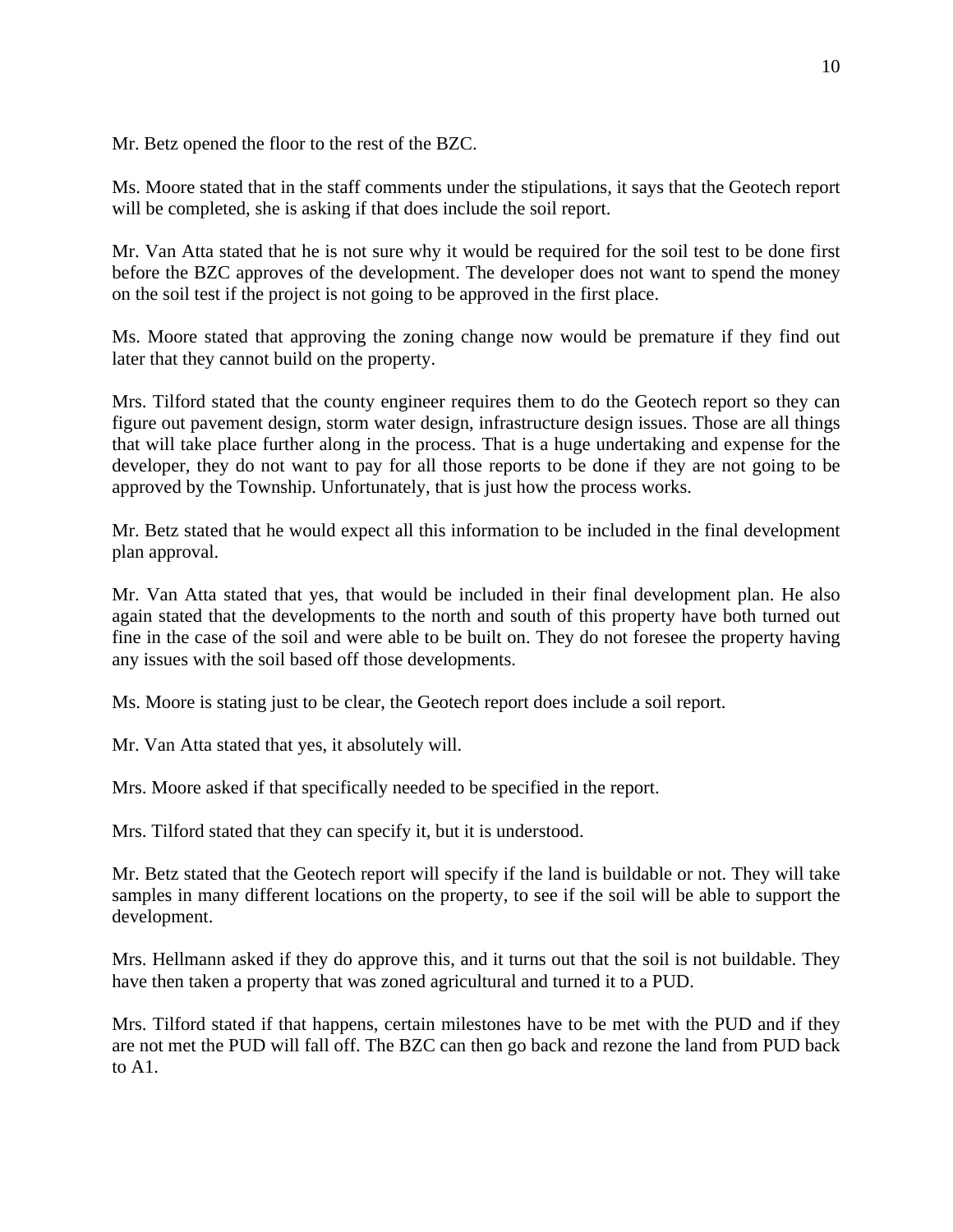Mr. Betz opened the floor to the rest of the BZC.

Ms. Moore stated that in the staff comments under the stipulations, it says that the Geotech report will be completed, she is asking if that does include the soil report.

Mr. Van Atta stated that he is not sure why it would be required for the soil test to be done first before the BZC approves of the development. The developer does not want to spend the money on the soil test if the project is not going to be approved in the first place.

Ms. Moore stated that approving the zoning change now would be premature if they find out later that they cannot build on the property.

Mrs. Tilford stated that the county engineer requires them to do the Geotech report so they can figure out pavement design, storm water design, infrastructure design issues. Those are all things that will take place further along in the process. That is a huge undertaking and expense for the developer, they do not want to pay for all those reports to be done if they are not going to be approved by the Township. Unfortunately, that is just how the process works.

Mr. Betz stated that he would expect all this information to be included in the final development plan approval.

Mr. Van Atta stated that yes, that would be included in their final development plan. He also again stated that the developments to the north and south of this property have both turned out fine in the case of the soil and were able to be built on. They do not foresee the property having any issues with the soil based off those developments.

Ms. Moore is stating just to be clear, the Geotech report does include a soil report.

Mr. Van Atta stated that yes, it absolutely will.

Mrs. Moore asked if that specifically needed to be specified in the report.

Mrs. Tilford stated that they can specify it, but it is understood.

Mr. Betz stated that the Geotech report will specify if the land is buildable or not. They will take samples in many different locations on the property, to see if the soil will be able to support the development.

Mrs. Hellmann asked if they do approve this, and it turns out that the soil is not buildable. They have then taken a property that was zoned agricultural and turned it to a PUD.

Mrs. Tilford stated if that happens, certain milestones have to be met with the PUD and if they are not met the PUD will fall off. The BZC can then go back and rezone the land from PUD back to A1.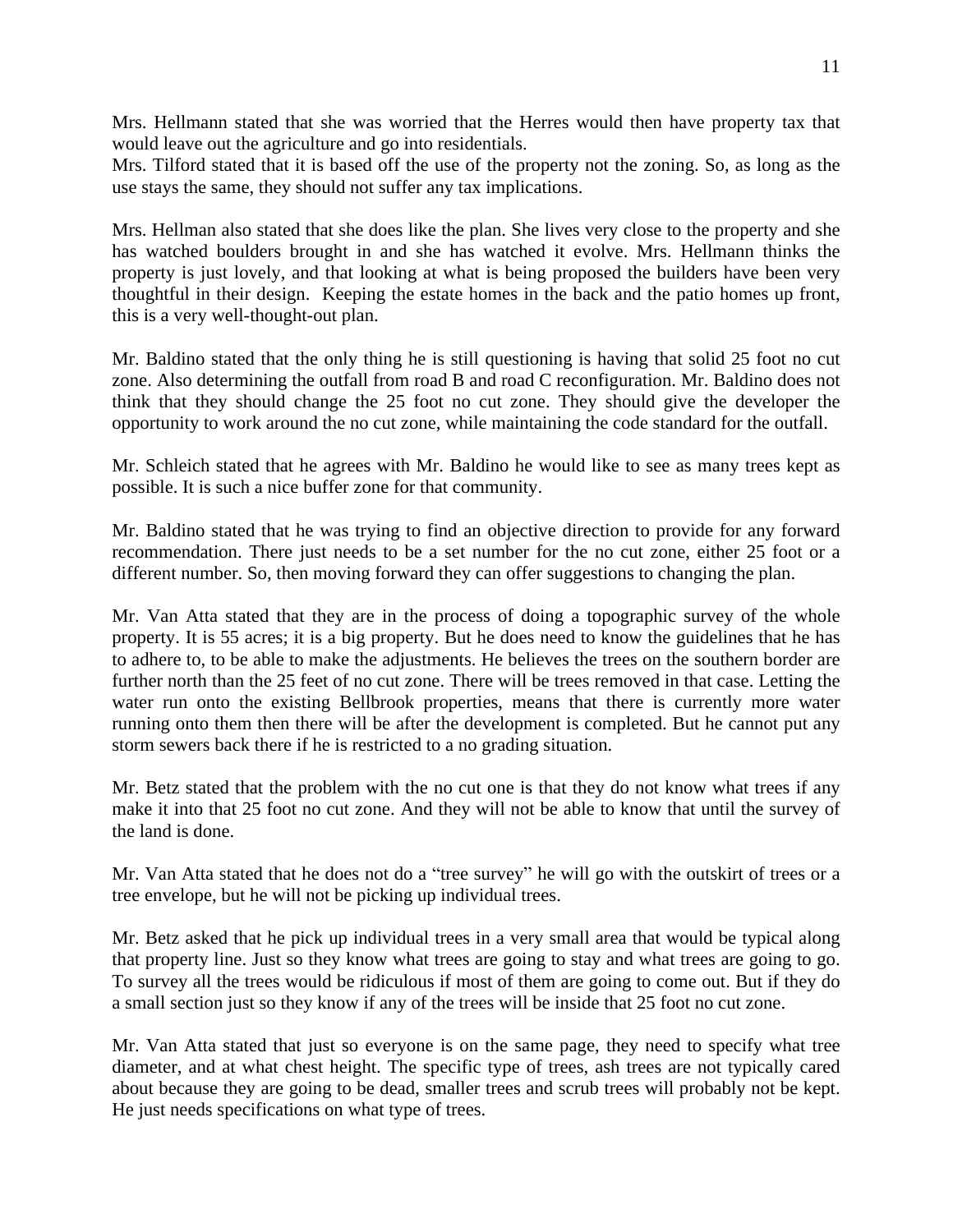Mrs. Hellmann stated that she was worried that the Herres would then have property tax that would leave out the agriculture and go into residentials.
Mrs. Tilford stated that it is based off the use of the property not the zoning. So, as long as the use stays the same, they should not suffer any tax implications.

Mrs. Hellman also stated that she does like the plan. She lives very close to the property and she has watched boulders brought in and she has watched it evolve. Mrs. Hellmann thinks the property is just lovely, and that looking at what is being proposed the builders have been very thoughtful in their design.  Keeping the estate homes in the back and the patio homes up front, this is a very well-thought-out plan.

Mr. Baldino stated that the only thing he is still questioning is having that solid 25 foot no cut zone. Also determining the outfall from road B and road C reconfiguration. Mr. Baldino does not think that they should change the 25 foot no cut zone. They should give the developer the opportunity to work around the no cut zone, while maintaining the code standard for the outfall.

Mr. Schleich stated that he agrees with Mr. Baldino he would like to see as many trees kept as possible. It is such a nice buffer zone for that community.

Mr. Baldino stated that he was trying to find an objective direction to provide for any forward recommendation. There just needs to be a set number for the no cut zone, either 25 foot or a different number. So, then moving forward they can offer suggestions to changing the plan.

Mr. Van Atta stated that they are in the process of doing a topographic survey of the whole property. It is 55 acres; it is a big property. But he does need to know the guidelines that he has to adhere to, to be able to make the adjustments. He believes the trees on the southern border are further north than the 25 feet of no cut zone. There will be trees removed in that case. Letting the water run onto the existing Bellbrook properties, means that there is currently more water running onto them then there will be after the development is completed. But he cannot put any storm sewers back there if he is restricted to a no grading situation.

Mr. Betz stated that the problem with the no cut one is that they do not know what trees if any make it into that 25 foot no cut zone. And they will not be able to know that until the survey of the land is done.

Mr. Van Atta stated that he does not do a "tree survey" he will go with the outskirt of trees or a tree envelope, but he will not be picking up individual trees.

Mr. Betz asked that he pick up individual trees in a very small area that would be typical along that property line. Just so they know what trees are going to stay and what trees are going to go. To survey all the trees would be ridiculous if most of them are going to come out. But if they do a small section just so they know if any of the trees will be inside that 25 foot no cut zone.

Mr. Van Atta stated that just so everyone is on the same page, they need to specify what tree diameter, and at what chest height. The specific type of trees, ash trees are not typically cared about because they are going to be dead, smaller trees and scrub trees will probably not be kept. He just needs specifications on what type of trees.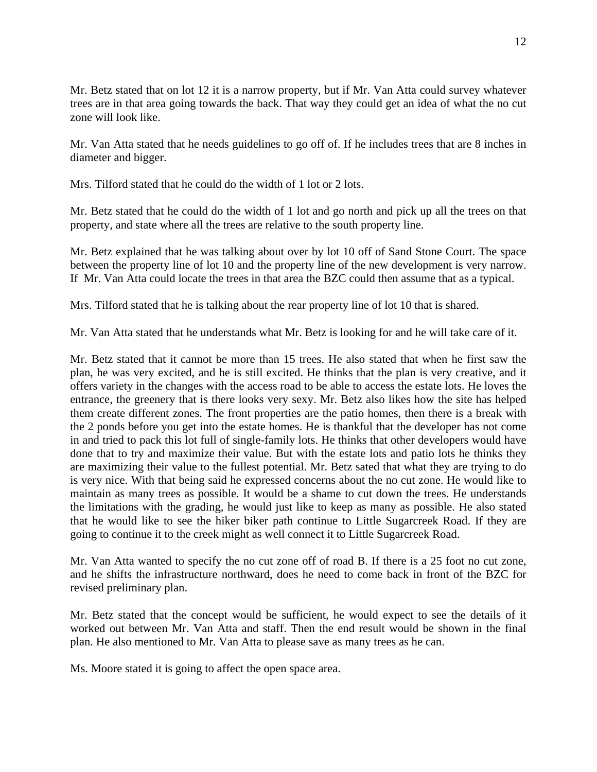Mr. Betz stated that on lot 12 it is a narrow property, but if Mr. Van Atta could survey whatever trees are in that area going towards the back. That way they could get an idea of what the no cut zone will look like.

Mr. Van Atta stated that he needs guidelines to go off of. If he includes trees that are 8 inches in diameter and bigger.

Mrs. Tilford stated that he could do the width of 1 lot or 2 lots.

Mr. Betz stated that he could do the width of 1 lot and go north and pick up all the trees on that property, and state where all the trees are relative to the south property line.

Mr. Betz explained that he was talking about over by lot 10 off of Sand Stone Court. The space between the property line of lot 10 and the property line of the new development is very narrow. If Mr. Van Atta could locate the trees in that area the BZC could then assume that as a typical.

Mrs. Tilford stated that he is talking about the rear property line of lot 10 that is shared.

Mr. Van Atta stated that he understands what Mr. Betz is looking for and he will take care of it.

Mr. Betz stated that it cannot be more than 15 trees. He also stated that when he first saw the plan, he was very excited, and he is still excited. He thinks that the plan is very creative, and it offers variety in the changes with the access road to be able to access the estate lots. He loves the entrance, the greenery that is there looks very sexy. Mr. Betz also likes how the site has helped them create different zones. The front properties are the patio homes, then there is a break with the 2 ponds before you get into the estate homes. He is thankful that the developer has not come in and tried to pack this lot full of single-family lots. He thinks that other developers would have done that to try and maximize their value. But with the estate lots and patio lots he thinks they are maximizing their value to the fullest potential. Mr. Betz sated that what they are trying to do is very nice. With that being said he expressed concerns about the no cut zone. He would like to maintain as many trees as possible. It would be a shame to cut down the trees. He understands the limitations with the grading, he would just like to keep as many as possible. He also stated that he would like to see the hiker biker path continue to Little Sugarcreek Road. If they are going to continue it to the creek might as well connect it to Little Sugarcreek Road.

Mr. Van Atta wanted to specify the no cut zone off of road B. If there is a 25 foot no cut zone, and he shifts the infrastructure northward, does he need to come back in front of the BZC for revised preliminary plan.

Mr. Betz stated that the concept would be sufficient, he would expect to see the details of it worked out between Mr. Van Atta and staff. Then the end result would be shown in the final plan. He also mentioned to Mr. Van Atta to please save as many trees as he can.

Ms. Moore stated it is going to affect the open space area.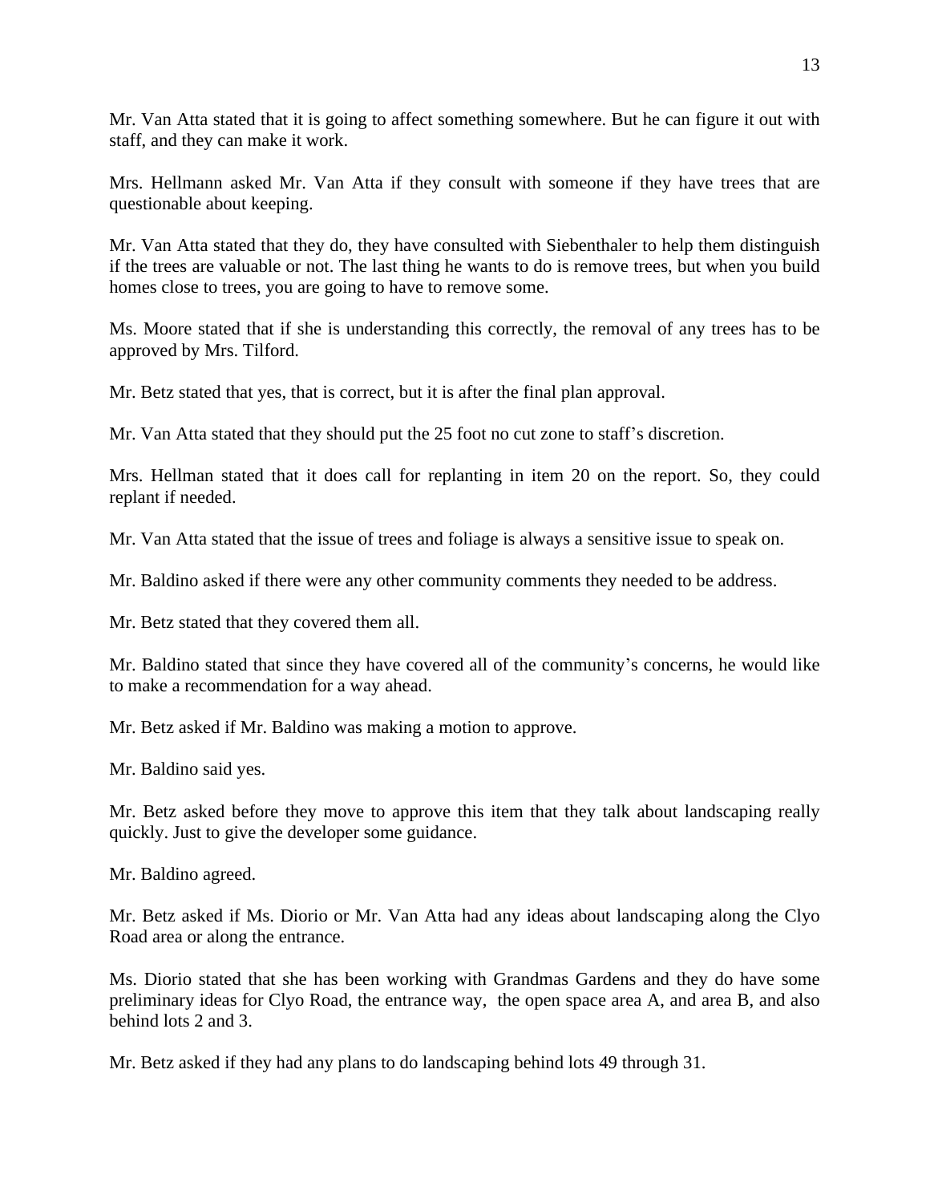Mr. Van Atta stated that it is going to affect something somewhere. But he can figure it out with staff, and they can make it work.

Mrs. Hellmann asked Mr. Van Atta if they consult with someone if they have trees that are questionable about keeping.

Mr. Van Atta stated that they do, they have consulted with Siebenthaler to help them distinguish if the trees are valuable or not. The last thing he wants to do is remove trees, but when you build homes close to trees, you are going to have to remove some.

Ms. Moore stated that if she is understanding this correctly, the removal of any trees has to be approved by Mrs. Tilford.

Mr. Betz stated that yes, that is correct, but it is after the final plan approval.

Mr. Van Atta stated that they should put the 25 foot no cut zone to staff's discretion.

Mrs. Hellman stated that it does call for replanting in item 20 on the report. So, they could replant if needed.

Mr. Van Atta stated that the issue of trees and foliage is always a sensitive issue to speak on.

Mr. Baldino asked if there were any other community comments they needed to be address.

Mr. Betz stated that they covered them all.

Mr. Baldino stated that since they have covered all of the community's concerns, he would like to make a recommendation for a way ahead.

Mr. Betz asked if Mr. Baldino was making a motion to approve.

Mr. Baldino said yes.

Mr. Betz asked before they move to approve this item that they talk about landscaping really quickly. Just to give the developer some guidance.

Mr. Baldino agreed.

Mr. Betz asked if Ms. Diorio or Mr. Van Atta had any ideas about landscaping along the Clyo Road area or along the entrance.

Ms. Diorio stated that she has been working with Grandmas Gardens and they do have some preliminary ideas for Clyo Road, the entrance way, the open space area A, and area B, and also behind lots 2 and 3.

Mr. Betz asked if they had any plans to do landscaping behind lots 49 through 31.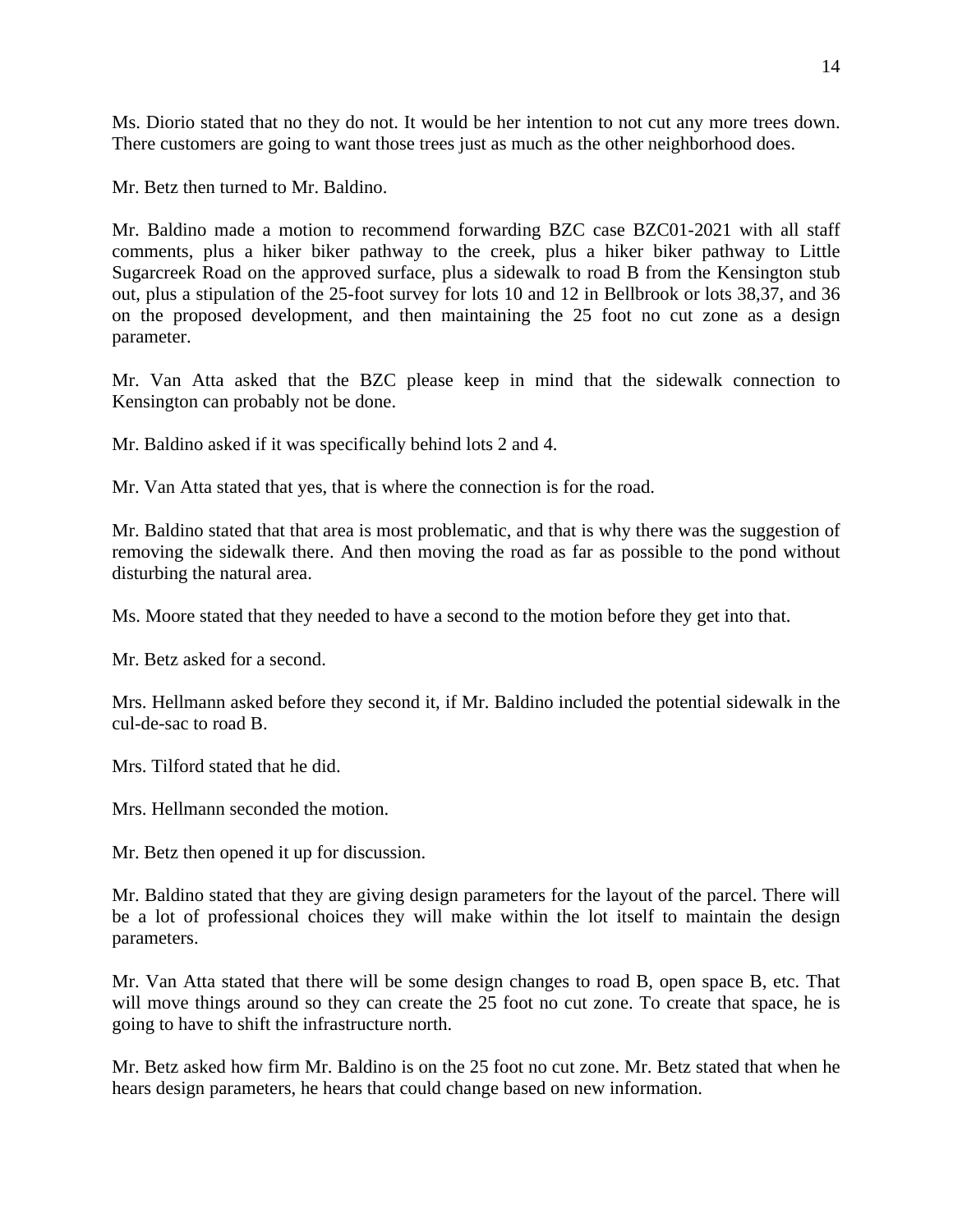Ms. Diorio stated that no they do not. It would be her intention to not cut any more trees down. There customers are going to want those trees just as much as the other neighborhood does.

Mr. Betz then turned to Mr. Baldino.

Mr. Baldino made a motion to recommend forwarding BZC case BZC01-2021 with all staff comments, plus a hiker biker pathway to the creek, plus a hiker biker pathway to Little Sugarcreek Road on the approved surface, plus a sidewalk to road B from the Kensington stub out, plus a stipulation of the 25-foot survey for lots 10 and 12 in Bellbrook or lots 38,37, and 36 on the proposed development, and then maintaining the 25 foot no cut zone as a design parameter.

Mr. Van Atta asked that the BZC please keep in mind that the sidewalk connection to Kensington can probably not be done.

Mr. Baldino asked if it was specifically behind lots 2 and 4.

Mr. Van Atta stated that yes, that is where the connection is for the road.

Mr. Baldino stated that that area is most problematic, and that is why there was the suggestion of removing the sidewalk there. And then moving the road as far as possible to the pond without disturbing the natural area.

Ms. Moore stated that they needed to have a second to the motion before they get into that.

Mr. Betz asked for a second.

Mrs. Hellmann asked before they second it, if Mr. Baldino included the potential sidewalk in the cul-de-sac to road B.

Mrs. Tilford stated that he did.

Mrs. Hellmann seconded the motion.

Mr. Betz then opened it up for discussion.

Mr. Baldino stated that they are giving design parameters for the layout of the parcel. There will be a lot of professional choices they will make within the lot itself to maintain the design parameters.

Mr. Van Atta stated that there will be some design changes to road B, open space B, etc. That will move things around so they can create the 25 foot no cut zone. To create that space, he is going to have to shift the infrastructure north.

Mr. Betz asked how firm Mr. Baldino is on the 25 foot no cut zone. Mr. Betz stated that when he hears design parameters, he hears that could change based on new information.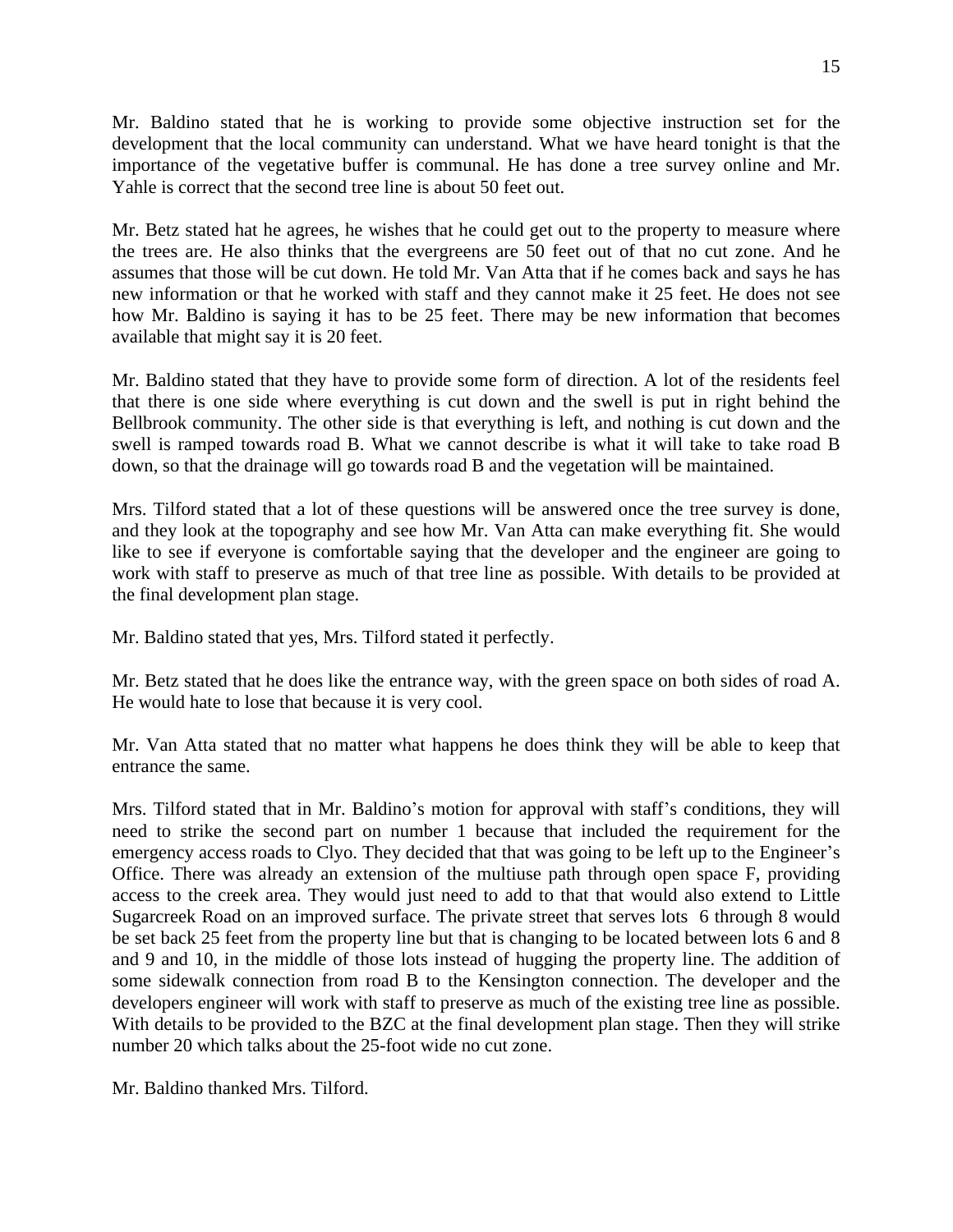Mr. Baldino stated that he is working to provide some objective instruction set for the development that the local community can understand. What we have heard tonight is that the importance of the vegetative buffer is communal. He has done a tree survey online and Mr. Yahle is correct that the second tree line is about 50 feet out.

Mr. Betz stated hat he agrees, he wishes that he could get out to the property to measure where the trees are. He also thinks that the evergreens are 50 feet out of that no cut zone. And he assumes that those will be cut down. He told Mr. Van Atta that if he comes back and says he has new information or that he worked with staff and they cannot make it 25 feet. He does not see how Mr. Baldino is saying it has to be 25 feet. There may be new information that becomes available that might say it is 20 feet.

Mr. Baldino stated that they have to provide some form of direction. A lot of the residents feel that there is one side where everything is cut down and the swell is put in right behind the Bellbrook community. The other side is that everything is left, and nothing is cut down and the swell is ramped towards road B. What we cannot describe is what it will take to take road B down, so that the drainage will go towards road B and the vegetation will be maintained.

Mrs. Tilford stated that a lot of these questions will be answered once the tree survey is done, and they look at the topography and see how Mr. Van Atta can make everything fit. She would like to see if everyone is comfortable saying that the developer and the engineer are going to work with staff to preserve as much of that tree line as possible. With details to be provided at the final development plan stage.

Mr. Baldino stated that yes, Mrs. Tilford stated it perfectly.

Mr. Betz stated that he does like the entrance way, with the green space on both sides of road A. He would hate to lose that because it is very cool.

Mr. Van Atta stated that no matter what happens he does think they will be able to keep that entrance the same.

Mrs. Tilford stated that in Mr. Baldino's motion for approval with staff's conditions, they will need to strike the second part on number 1 because that included the requirement for the emergency access roads to Clyo. They decided that that was going to be left up to the Engineer's Office. There was already an extension of the multiuse path through open space F, providing access to the creek area. They would just need to add to that that would also extend to Little Sugarcreek Road on an improved surface. The private street that serves lots 6 through 8 would be set back 25 feet from the property line but that is changing to be located between lots 6 and 8 and 9 and 10, in the middle of those lots instead of hugging the property line. The addition of some sidewalk connection from road B to the Kensington connection. The developer and the developers engineer will work with staff to preserve as much of the existing tree line as possible. With details to be provided to the BZC at the final development plan stage. Then they will strike number 20 which talks about the 25-foot wide no cut zone.

Mr. Baldino thanked Mrs. Tilford.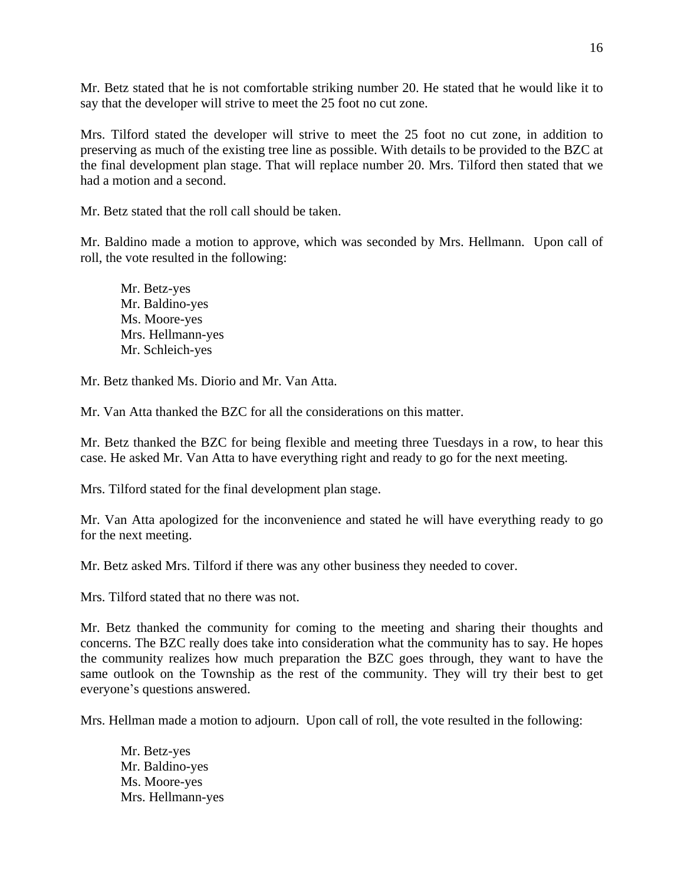Mr. Betz stated that he is not comfortable striking number 20. He stated that he would like it to say that the developer will strive to meet the 25 foot no cut zone.

Mrs. Tilford stated the developer will strive to meet the 25 foot no cut zone, in addition to preserving as much of the existing tree line as possible. With details to be provided to the BZC at the final development plan stage. That will replace number 20. Mrs. Tilford then stated that we had a motion and a second.

Mr. Betz stated that the roll call should be taken.

Mr. Baldino made a motion to approve, which was seconded by Mrs. Hellmann. Upon call of roll, the vote resulted in the following:

Mr. Betz-yes
Mr. Baldino-yes
Ms. Moore-yes
Mrs. Hellmann-yes
Mr. Schleich-yes

Mr. Betz thanked Ms. Diorio and Mr. Van Atta.

Mr. Van Atta thanked the BZC for all the considerations on this matter.

Mr. Betz thanked the BZC for being flexible and meeting three Tuesdays in a row, to hear this case. He asked Mr. Van Atta to have everything right and ready to go for the next meeting.

Mrs. Tilford stated for the final development plan stage.

Mr. Van Atta apologized for the inconvenience and stated he will have everything ready to go for the next meeting.

Mr. Betz asked Mrs. Tilford if there was any other business they needed to cover.

Mrs. Tilford stated that no there was not.

Mr. Betz thanked the community for coming to the meeting and sharing their thoughts and concerns. The BZC really does take into consideration what the community has to say. He hopes the community realizes how much preparation the BZC goes through, they want to have the same outlook on the Township as the rest of the community. They will try their best to get everyone's questions answered.

Mrs. Hellman made a motion to adjourn. Upon call of roll, the vote resulted in the following:

Mr. Betz-yes
Mr. Baldino-yes
Ms. Moore-yes
Mrs. Hellmann-yes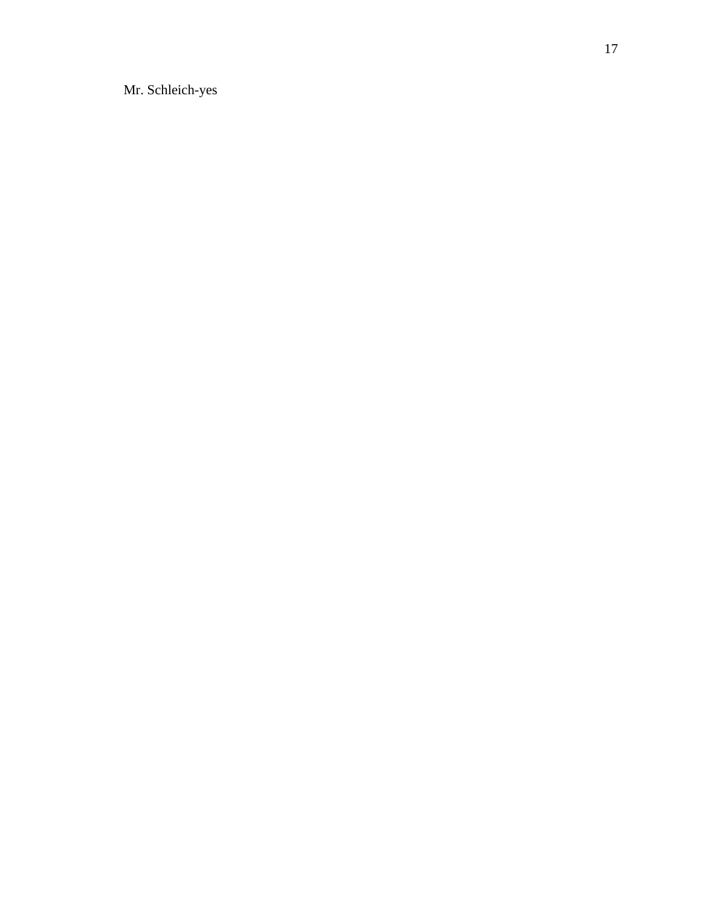Mr. Schleich-yes